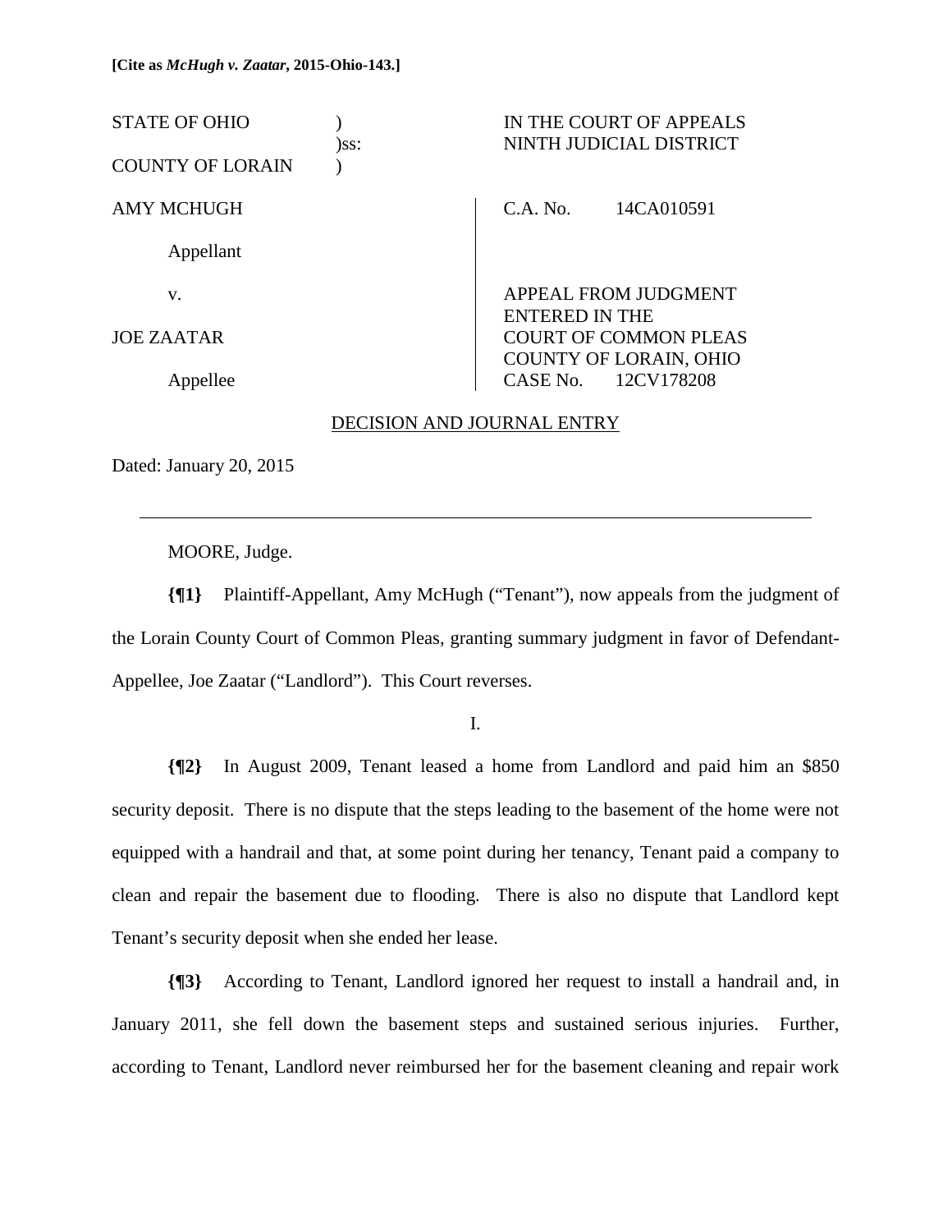**[Cite as *McHugh v. Zaatar*, 2015-Ohio-143.]**

| STATE OF OHIO | ) | IN THE COURT OF APPEALS |
|---|---|---|
| | )ss: | NINTH JUDICIAL DISTRICT |
| COUNTY OF LORAIN | ) | |

| | |
|---|---|
| AMY MCHUGH | C.A. No. 14CA010591 |
| Appellant | |
| v. | APPEAL FROM JUDGMENT ENTERED IN THE COURT OF COMMON PLEAS COUNTY OF LORAIN, OHIO |
| JOE ZAATAR | |
| Appellee | CASE No. 12CV178208 |

DECISION AND JOURNAL ENTRY

Dated: January 20, 2015

---

MOORE, Judge.

**{¶1}** Plaintiff-Appellant, Amy McHugh ("Tenant"), now appeals from the judgment of the Lorain County Court of Common Pleas, granting summary judgment in favor of Defendant-Appellee, Joe Zaatar ("Landlord"). This Court reverses.

I.

**{¶2}** In August 2009, Tenant leased a home from Landlord and paid him an $850 security deposit. There is no dispute that the steps leading to the basement of the home were not equipped with a handrail and that, at some point during her tenancy, Tenant paid a company to clean and repair the basement due to flooding. There is also no dispute that Landlord kept Tenant's security deposit when she ended her lease.

**{¶3}** According to Tenant, Landlord ignored her request to install a handrail and, in January 2011, she fell down the basement steps and sustained serious injuries. Further, according to Tenant, Landlord never reimbursed her for the basement cleaning and repair work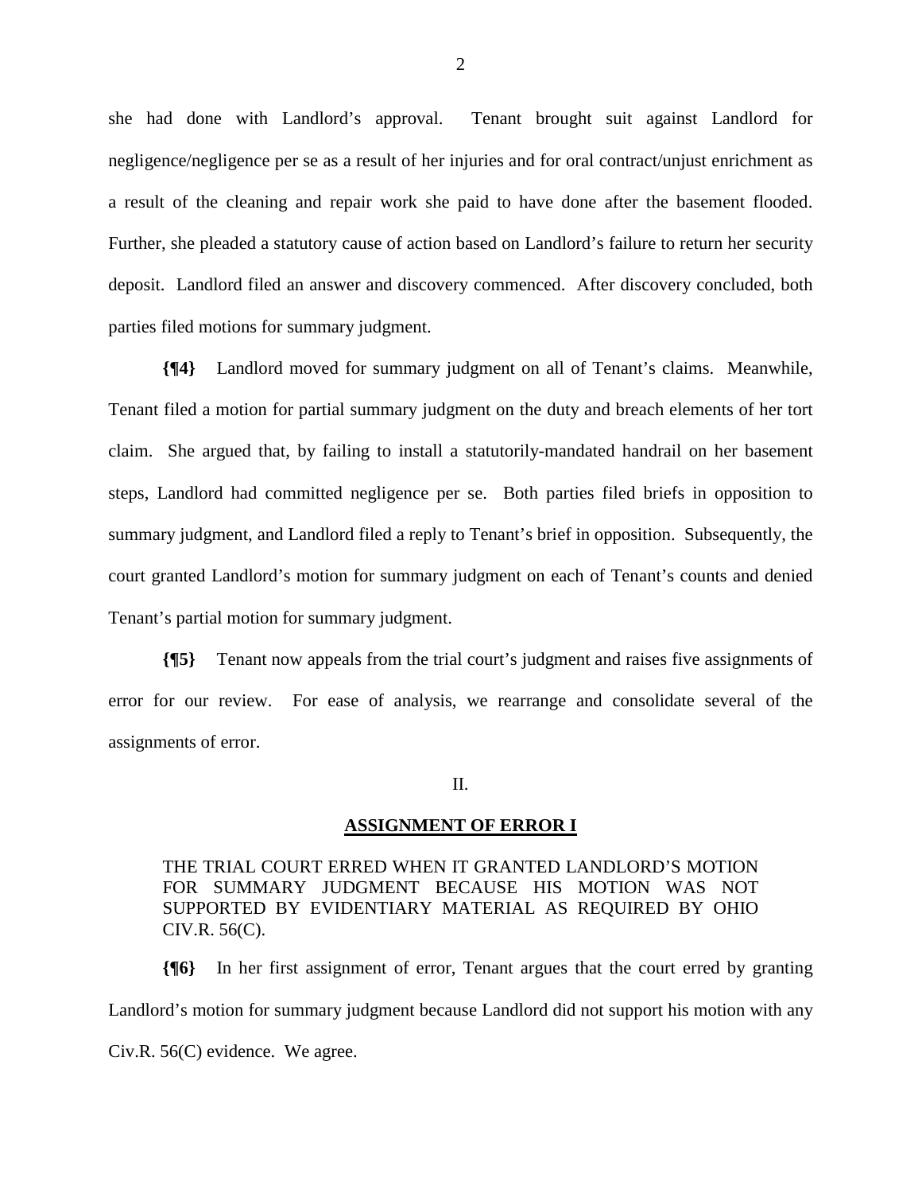she had done with Landlord's approval. Tenant brought suit against Landlord for negligence/negligence per se as a result of her injuries and for oral contract/unjust enrichment as a result of the cleaning and repair work she paid to have done after the basement flooded. Further, she pleaded a statutory cause of action based on Landlord's failure to return her security deposit. Landlord filed an answer and discovery commenced. After discovery concluded, both parties filed motions for summary judgment.

**{¶4}** Landlord moved for summary judgment on all of Tenant's claims. Meanwhile, Tenant filed a motion for partial summary judgment on the duty and breach elements of her tort claim. She argued that, by failing to install a statutorily-mandated handrail on her basement steps, Landlord had committed negligence per se. Both parties filed briefs in opposition to summary judgment, and Landlord filed a reply to Tenant's brief in opposition. Subsequently, the court granted Landlord's motion for summary judgment on each of Tenant's counts and denied Tenant's partial motion for summary judgment.

**{¶5}** Tenant now appeals from the trial court's judgment and raises five assignments of error for our review. For ease of analysis, we rearrange and consolidate several of the assignments of error.

II.

**ASSIGNMENT OF ERROR I**

THE TRIAL COURT ERRED WHEN IT GRANTED LANDLORD'S MOTION FOR SUMMARY JUDGMENT BECAUSE HIS MOTION WAS NOT SUPPORTED BY EVIDENTIARY MATERIAL AS REQUIRED BY OHIO CIV.R. 56(C).

**{¶6}** In her first assignment of error, Tenant argues that the court erred by granting Landlord's motion for summary judgment because Landlord did not support his motion with any Civ.R. 56(C) evidence. We agree.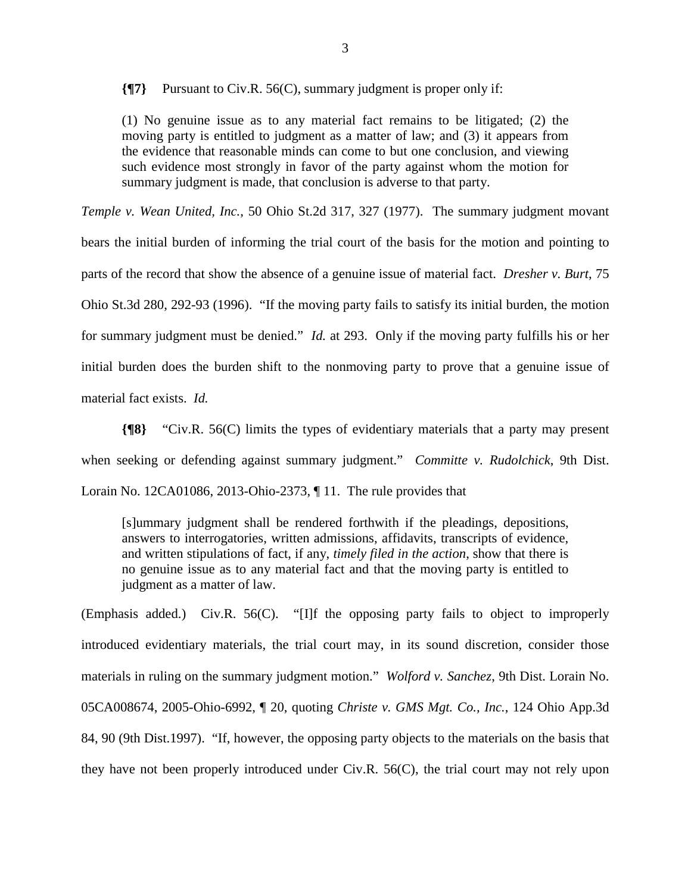**{¶7}** Pursuant to Civ.R. 56(C), summary judgment is proper only if:

> (1) No genuine issue as to any material fact remains to be litigated; (2) the moving party is entitled to judgment as a matter of law; and (3) it appears from the evidence that reasonable minds can come to but one conclusion, and viewing such evidence most strongly in favor of the party against whom the motion for summary judgment is made, that conclusion is adverse to that party.

*Temple v. Wean United, Inc.*, 50 Ohio St.2d 317, 327 (1977). The summary judgment movant bears the initial burden of informing the trial court of the basis for the motion and pointing to parts of the record that show the absence of a genuine issue of material fact. *Dresher v. Burt*, 75 Ohio St.3d 280, 292-93 (1996). "If the moving party fails to satisfy its initial burden, the motion for summary judgment must be denied." *Id.* at 293. Only if the moving party fulfills his or her initial burden does the burden shift to the nonmoving party to prove that a genuine issue of material fact exists. *Id.*

**{¶8}** "Civ.R. 56(C) limits the types of evidentiary materials that a party may present when seeking or defending against summary judgment." *Committe v. Rudolchick*, 9th Dist. Lorain No. 12CA01086, 2013-Ohio-2373, ¶ 11. The rule provides that

> [s]ummary judgment shall be rendered forthwith if the pleadings, depositions, answers to interrogatories, written admissions, affidavits, transcripts of evidence, and written stipulations of fact, if any, *timely filed in the action*, show that there is no genuine issue as to any material fact and that the moving party is entitled to judgment as a matter of law.

(Emphasis added.) Civ.R. 56(C). "[I]f the opposing party fails to object to improperly introduced evidentiary materials, the trial court may, in its sound discretion, consider those materials in ruling on the summary judgment motion." *Wolford v. Sanchez*, 9th Dist. Lorain No. 05CA008674, 2005-Ohio-6992, ¶ 20, quoting *Christe v. GMS Mgt. Co., Inc.*, 124 Ohio App.3d 84, 90 (9th Dist.1997). "If, however, the opposing party objects to the materials on the basis that they have not been properly introduced under Civ.R. 56(C), the trial court may not rely upon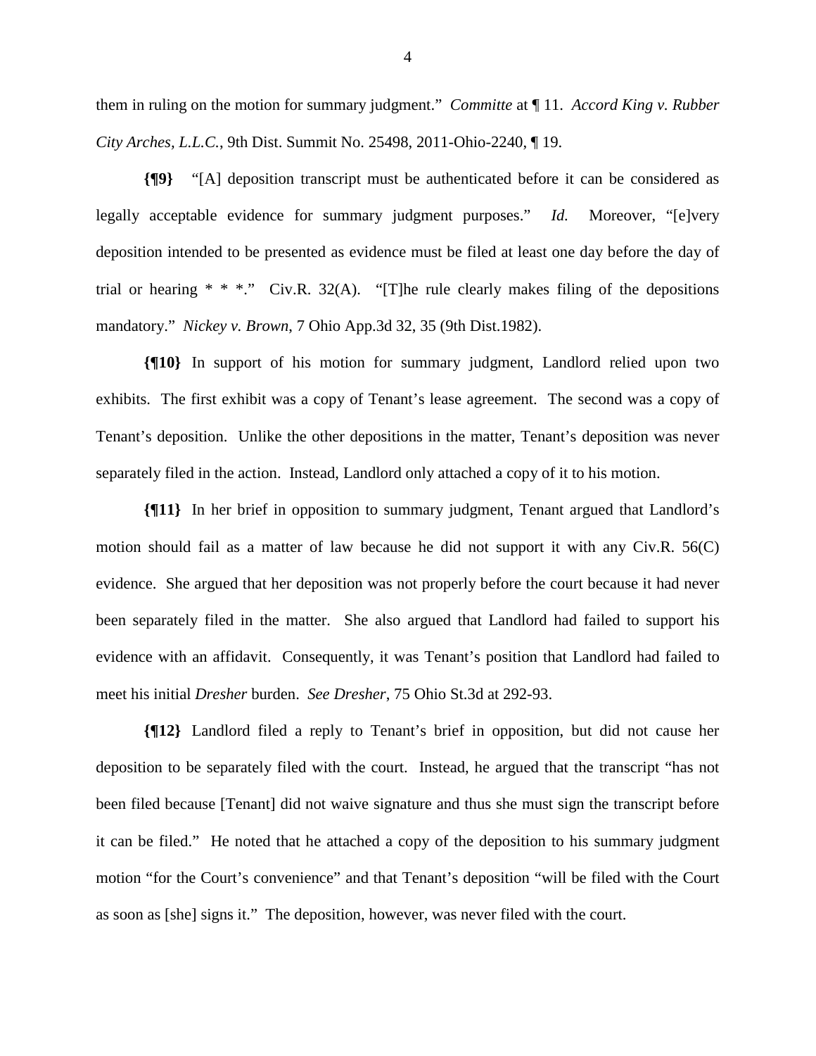them in ruling on the motion for summary judgment." *Committe* at ¶ 11. *Accord King v. Rubber City Arches, L.L.C.*, 9th Dist. Summit No. 25498, 2011-Ohio-2240, ¶ 19.

**{¶9}** "[A] deposition transcript must be authenticated before it can be considered as legally acceptable evidence for summary judgment purposes." *Id.* Moreover, "[e]very deposition intended to be presented as evidence must be filed at least one day before the day of trial or hearing * * *." Civ.R. 32(A). "[T]he rule clearly makes filing of the depositions mandatory." *Nickey v. Brown*, 7 Ohio App.3d 32, 35 (9th Dist.1982).

**{¶10}** In support of his motion for summary judgment, Landlord relied upon two exhibits. The first exhibit was a copy of Tenant's lease agreement. The second was a copy of Tenant's deposition. Unlike the other depositions in the matter, Tenant's deposition was never separately filed in the action. Instead, Landlord only attached a copy of it to his motion.

**{¶11}** In her brief in opposition to summary judgment, Tenant argued that Landlord's motion should fail as a matter of law because he did not support it with any Civ.R. 56(C) evidence. She argued that her deposition was not properly before the court because it had never been separately filed in the matter. She also argued that Landlord had failed to support his evidence with an affidavit. Consequently, it was Tenant's position that Landlord had failed to meet his initial *Dresher* burden. *See Dresher*, 75 Ohio St.3d at 292-93.

**{¶12}** Landlord filed a reply to Tenant's brief in opposition, but did not cause her deposition to be separately filed with the court. Instead, he argued that the transcript "has not been filed because [Tenant] did not waive signature and thus she must sign the transcript before it can be filed." He noted that he attached a copy of the deposition to his summary judgment motion "for the Court's convenience" and that Tenant's deposition "will be filed with the Court as soon as [she] signs it." The deposition, however, was never filed with the court.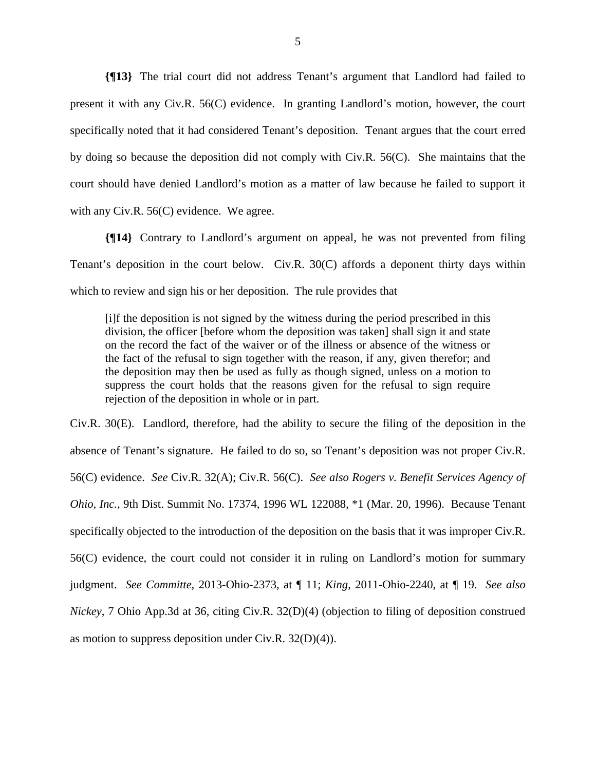**{¶13}** The trial court did not address Tenant's argument that Landlord had failed to present it with any Civ.R. 56(C) evidence. In granting Landlord's motion, however, the court specifically noted that it had considered Tenant's deposition. Tenant argues that the court erred by doing so because the deposition did not comply with Civ.R. 56(C). She maintains that the court should have denied Landlord's motion as a matter of law because he failed to support it with any Civ.R. 56(C) evidence. We agree.

**{¶14}** Contrary to Landlord's argument on appeal, he was not prevented from filing Tenant's deposition in the court below. Civ.R. 30(C) affords a deponent thirty days within which to review and sign his or her deposition. The rule provides that

> [i]f the deposition is not signed by the witness during the period prescribed in this division, the officer [before whom the deposition was taken] shall sign it and state on the record the fact of the waiver or of the illness or absence of the witness or the fact of the refusal to sign together with the reason, if any, given therefor; and the deposition may then be used as fully as though signed, unless on a motion to suppress the court holds that the reasons given for the refusal to sign require rejection of the deposition in whole or in part.

Civ.R. 30(E). Landlord, therefore, had the ability to secure the filing of the deposition in the absence of Tenant's signature. He failed to do so, so Tenant's deposition was not proper Civ.R. 56(C) evidence. *See* Civ.R. 32(A); Civ.R. 56(C). *See also Rogers v. Benefit Services Agency of Ohio, Inc.*, 9th Dist. Summit No. 17374, 1996 WL 122088, *1 (Mar. 20, 1996). Because Tenant specifically objected to the introduction of the deposition on the basis that it was improper Civ.R. 56(C) evidence, the court could not consider it in ruling on Landlord's motion for summary judgment. *See Committe*, 2013-Ohio-2373, at ¶ 11; *King*, 2011-Ohio-2240, at ¶ 19. *See also Nickey*, 7 Ohio App.3d at 36, citing Civ.R. 32(D)(4) (objection to filing of deposition construed as motion to suppress deposition under Civ.R. 32(D)(4)).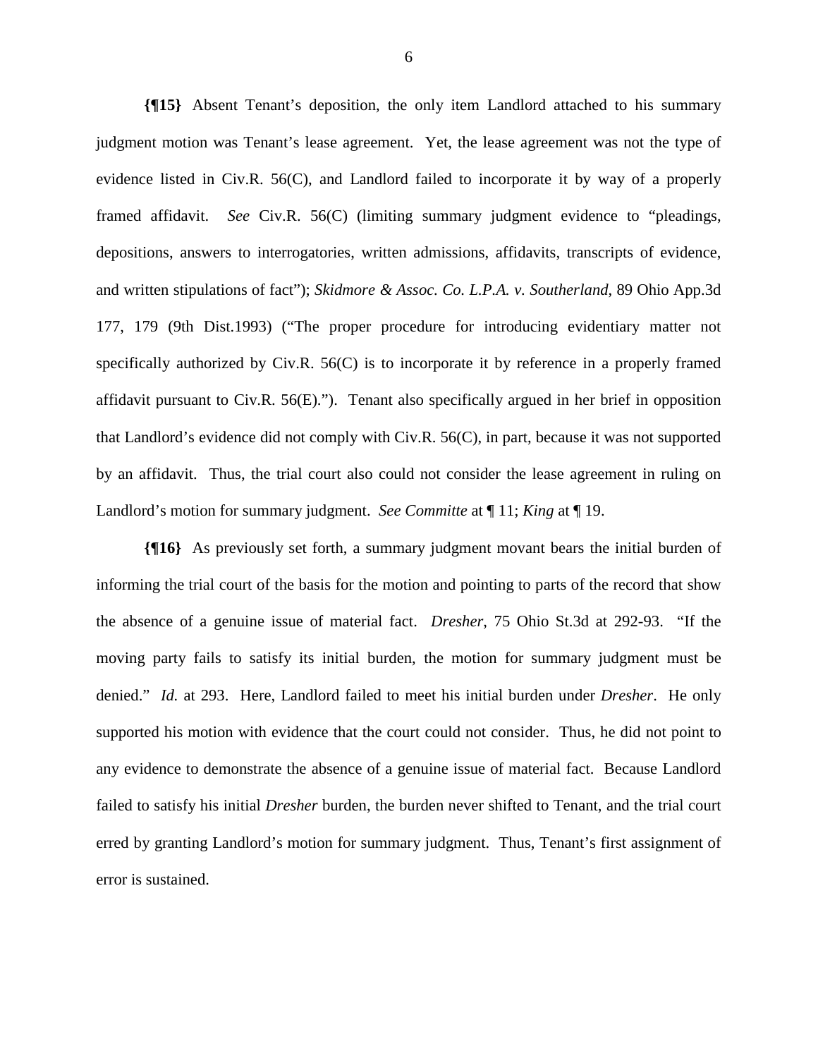**{¶15}** Absent Tenant's deposition, the only item Landlord attached to his summary judgment motion was Tenant's lease agreement. Yet, the lease agreement was not the type of evidence listed in Civ.R. 56(C), and Landlord failed to incorporate it by way of a properly framed affidavit. *See* Civ.R. 56(C) (limiting summary judgment evidence to "pleadings, depositions, answers to interrogatories, written admissions, affidavits, transcripts of evidence, and written stipulations of fact"); *Skidmore & Assoc. Co. L.P.A. v. Southerland*, 89 Ohio App.3d 177, 179 (9th Dist.1993) ("The proper procedure for introducing evidentiary matter not specifically authorized by Civ.R. 56(C) is to incorporate it by reference in a properly framed affidavit pursuant to Civ.R. 56(E)."). Tenant also specifically argued in her brief in opposition that Landlord's evidence did not comply with Civ.R. 56(C), in part, because it was not supported by an affidavit. Thus, the trial court also could not consider the lease agreement in ruling on Landlord's motion for summary judgment. *See Committe* at ¶ 11; *King* at ¶ 19.

**{¶16}** As previously set forth, a summary judgment movant bears the initial burden of informing the trial court of the basis for the motion and pointing to parts of the record that show the absence of a genuine issue of material fact. *Dresher*, 75 Ohio St.3d at 292-93. "If the moving party fails to satisfy its initial burden, the motion for summary judgment must be denied." *Id.* at 293. Here, Landlord failed to meet his initial burden under *Dresher*. He only supported his motion with evidence that the court could not consider. Thus, he did not point to any evidence to demonstrate the absence of a genuine issue of material fact. Because Landlord failed to satisfy his initial *Dresher* burden, the burden never shifted to Tenant, and the trial court erred by granting Landlord's motion for summary judgment. Thus, Tenant's first assignment of error is sustained.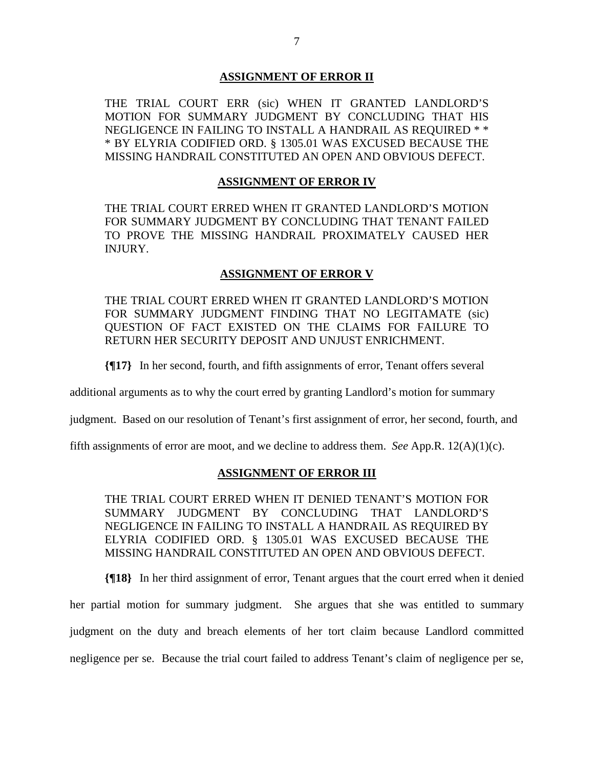**ASSIGNMENT OF ERROR II**

THE TRIAL COURT ERR (sic) WHEN IT GRANTED LANDLORD'S MOTION FOR SUMMARY JUDGMENT BY CONCLUDING THAT HIS NEGLIGENCE IN FAILING TO INSTALL A HANDRAIL AS REQUIRED * * * BY ELYRIA CODIFIED ORD. § 1305.01 WAS EXCUSED BECAUSE THE MISSING HANDRAIL CONSTITUTED AN OPEN AND OBVIOUS DEFECT.

**ASSIGNMENT OF ERROR IV**

THE TRIAL COURT ERRED WHEN IT GRANTED LANDLORD'S MOTION FOR SUMMARY JUDGMENT BY CONCLUDING THAT TENANT FAILED TO PROVE THE MISSING HANDRAIL PROXIMATELY CAUSED HER INJURY.

**ASSIGNMENT OF ERROR V**

THE TRIAL COURT ERRED WHEN IT GRANTED LANDLORD'S MOTION FOR SUMMARY JUDGMENT FINDING THAT NO LEGITAMATE (sic) QUESTION OF FACT EXISTED ON THE CLAIMS FOR FAILURE TO RETURN HER SECURITY DEPOSIT AND UNJUST ENRICHMENT.

**{¶17}** In her second, fourth, and fifth assignments of error, Tenant offers several additional arguments as to why the court erred by granting Landlord's motion for summary judgment. Based on our resolution of Tenant's first assignment of error, her second, fourth, and fifth assignments of error are moot, and we decline to address them. *See* App.R. 12(A)(1)(c).

**ASSIGNMENT OF ERROR III**

THE TRIAL COURT ERRED WHEN IT DENIED TENANT'S MOTION FOR SUMMARY JUDGMENT BY CONCLUDING THAT LANDLORD'S NEGLIGENCE IN FAILING TO INSTALL A HANDRAIL AS REQUIRED BY ELYRIA CODIFIED ORD. § 1305.01 WAS EXCUSED BECAUSE THE MISSING HANDRAIL CONSTITUTED AN OPEN AND OBVIOUS DEFECT.

**{¶18}** In her third assignment of error, Tenant argues that the court erred when it denied her partial motion for summary judgment. She argues that she was entitled to summary judgment on the duty and breach elements of her tort claim because Landlord committed negligence per se. Because the trial court failed to address Tenant's claim of negligence per se,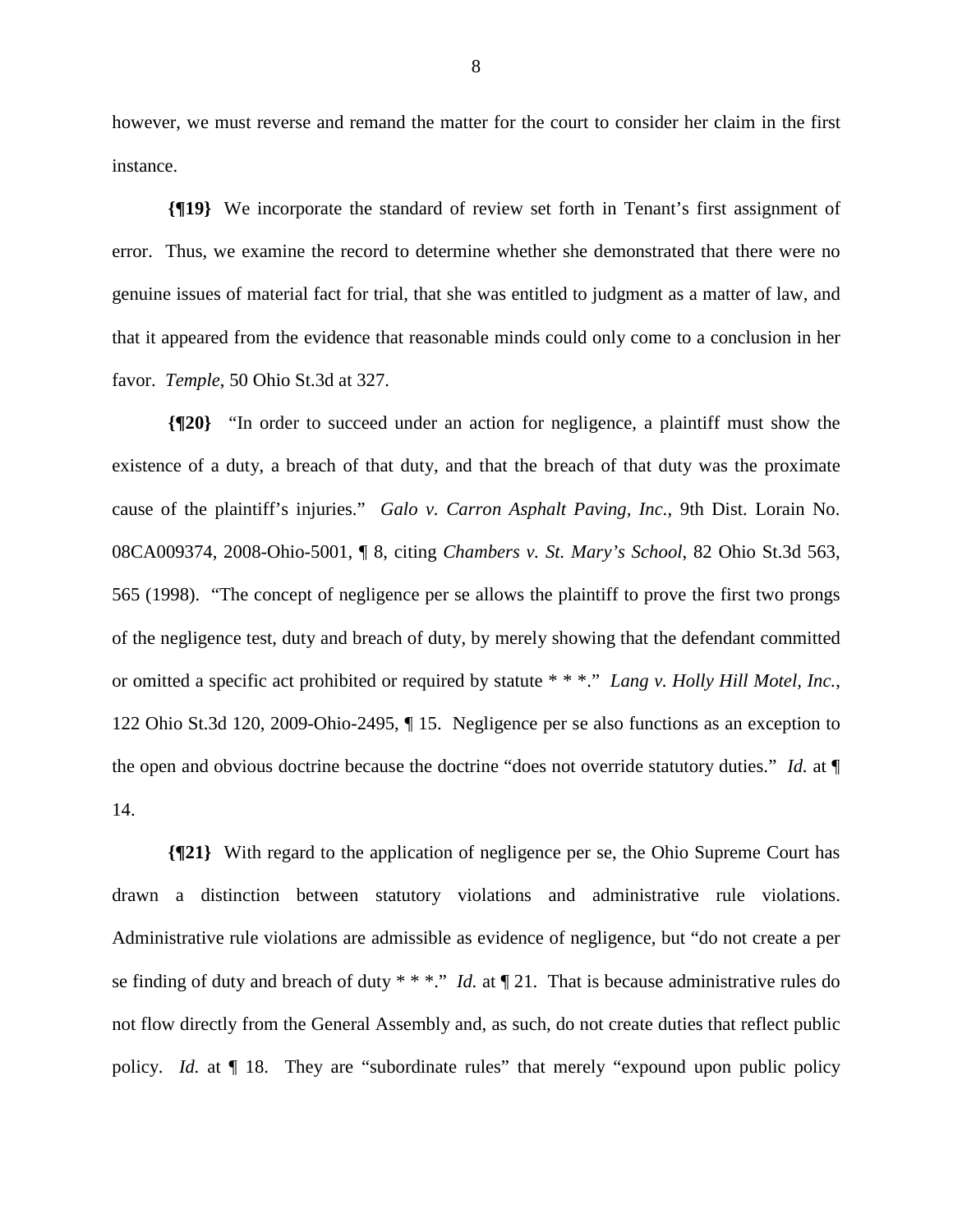however, we must reverse and remand the matter for the court to consider her claim in the first instance.

**{¶19}** We incorporate the standard of review set forth in Tenant's first assignment of error. Thus, we examine the record to determine whether she demonstrated that there were no genuine issues of material fact for trial, that she was entitled to judgment as a matter of law, and that it appeared from the evidence that reasonable minds could only come to a conclusion in her favor. *Temple*, 50 Ohio St.3d at 327.

**{¶20}** "In order to succeed under an action for negligence, a plaintiff must show the existence of a duty, a breach of that duty, and that the breach of that duty was the proximate cause of the plaintiff's injuries." *Galo v. Carron Asphalt Paving, Inc.*, 9th Dist. Lorain No. 08CA009374, 2008-Ohio-5001, ¶ 8, citing *Chambers v. St. Mary's School*, 82 Ohio St.3d 563, 565 (1998). "The concept of negligence per se allows the plaintiff to prove the first two prongs of the negligence test, duty and breach of duty, by merely showing that the defendant committed or omitted a specific act prohibited or required by statute * * *." *Lang v. Holly Hill Motel, Inc.*, 122 Ohio St.3d 120, 2009-Ohio-2495, ¶ 15. Negligence per se also functions as an exception to the open and obvious doctrine because the doctrine "does not override statutory duties." *Id.* at ¶ 14.

**{¶21}** With regard to the application of negligence per se, the Ohio Supreme Court has drawn a distinction between statutory violations and administrative rule violations. Administrative rule violations are admissible as evidence of negligence, but "do not create a per se finding of duty and breach of duty * * *." *Id.* at ¶ 21. That is because administrative rules do not flow directly from the General Assembly and, as such, do not create duties that reflect public policy. *Id.* at ¶ 18. They are "subordinate rules" that merely "expound upon public policy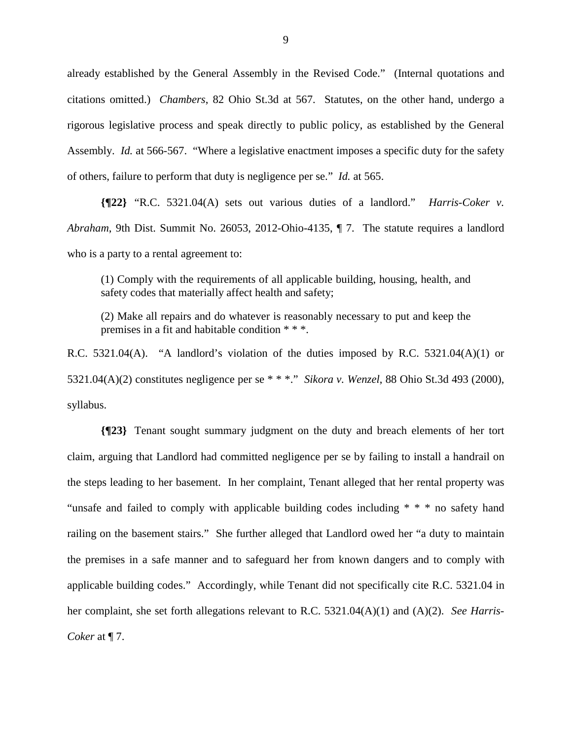already established by the General Assembly in the Revised Code." (Internal quotations and citations omitted.) *Chambers*, 82 Ohio St.3d at 567. Statutes, on the other hand, undergo a rigorous legislative process and speak directly to public policy, as established by the General Assembly. *Id.* at 566-567. "Where a legislative enactment imposes a specific duty for the safety of others, failure to perform that duty is negligence per se." *Id.* at 565.

**{¶22}** "R.C. 5321.04(A) sets out various duties of a landlord." *Harris-Coker v. Abraham*, 9th Dist. Summit No. 26053, 2012-Ohio-4135, ¶ 7. The statute requires a landlord who is a party to a rental agreement to:

> (1) Comply with the requirements of all applicable building, housing, health, and safety codes that materially affect health and safety;
>
> (2) Make all repairs and do whatever is reasonably necessary to put and keep the premises in a fit and habitable condition * * *.

R.C. 5321.04(A). "A landlord's violation of the duties imposed by R.C. 5321.04(A)(1) or 5321.04(A)(2) constitutes negligence per se * * *." *Sikora v. Wenzel*, 88 Ohio St.3d 493 (2000), syllabus.

**{¶23}** Tenant sought summary judgment on the duty and breach elements of her tort claim, arguing that Landlord had committed negligence per se by failing to install a handrail on the steps leading to her basement. In her complaint, Tenant alleged that her rental property was "unsafe and failed to comply with applicable building codes including * * * no safety hand railing on the basement stairs." She further alleged that Landlord owed her "a duty to maintain the premises in a safe manner and to safeguard her from known dangers and to comply with applicable building codes." Accordingly, while Tenant did not specifically cite R.C. 5321.04 in her complaint, she set forth allegations relevant to R.C. 5321.04(A)(1) and (A)(2). *See Harris-Coker* at ¶ 7.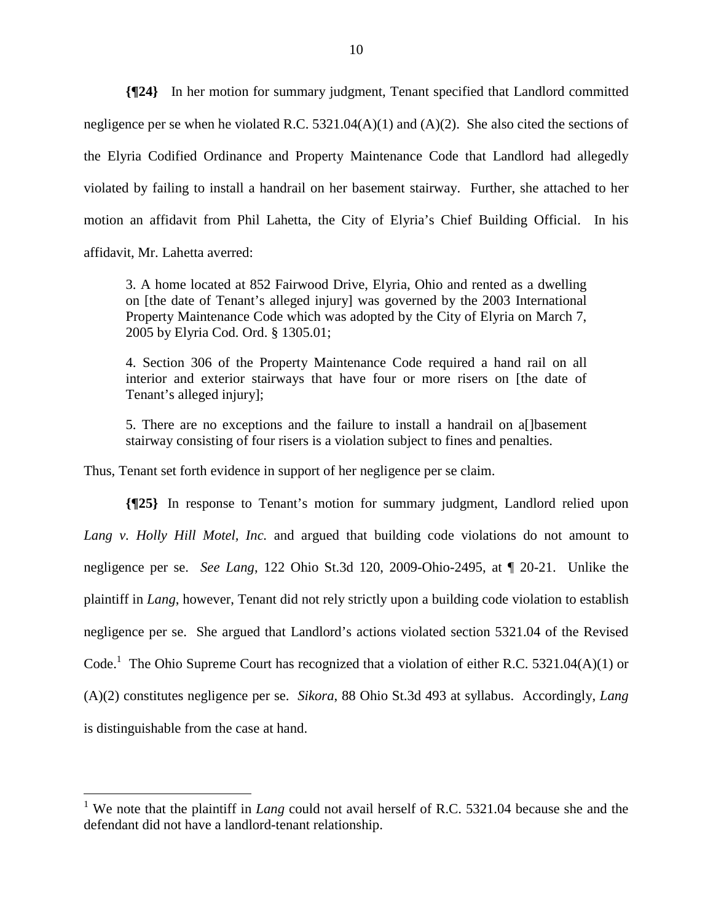**{¶24}** In her motion for summary judgment, Tenant specified that Landlord committed negligence per se when he violated R.C. 5321.04(A)(1) and (A)(2). She also cited the sections of the Elyria Codified Ordinance and Property Maintenance Code that Landlord had allegedly violated by failing to install a handrail on her basement stairway. Further, she attached to her motion an affidavit from Phil Lahetta, the City of Elyria's Chief Building Official. In his affidavit, Mr. Lahetta averred:

> 3. A home located at 852 Fairwood Drive, Elyria, Ohio and rented as a dwelling on [the date of Tenant's alleged injury] was governed by the 2003 International Property Maintenance Code which was adopted by the City of Elyria on March 7, 2005 by Elyria Cod. Ord. § 1305.01;
>
> 4. Section 306 of the Property Maintenance Code required a hand rail on all interior and exterior stairways that have four or more risers on [the date of Tenant's alleged injury];
>
> 5. There are no exceptions and the failure to install a handrail on a[]basement stairway consisting of four risers is a violation subject to fines and penalties.

Thus, Tenant set forth evidence in support of her negligence per se claim.

**{¶25}** In response to Tenant's motion for summary judgment, Landlord relied upon *Lang v. Holly Hill Motel, Inc.* and argued that building code violations do not amount to negligence per se. *See Lang*, 122 Ohio St.3d 120, 2009-Ohio-2495, at ¶ 20-21. Unlike the plaintiff in *Lang*, however, Tenant did not rely strictly upon a building code violation to establish negligence per se. She argued that Landlord's actions violated section 5321.04 of the Revised Code.[1] The Ohio Supreme Court has recognized that a violation of either R.C. 5321.04(A)(1) or (A)(2) constitutes negligence per se. *Sikora*, 88 Ohio St.3d 493 at syllabus. Accordingly, *Lang* is distinguishable from the case at hand.

---

[1] We note that the plaintiff in *Lang* could not avail herself of R.C. 5321.04 because she and the defendant did not have a landlord-tenant relationship.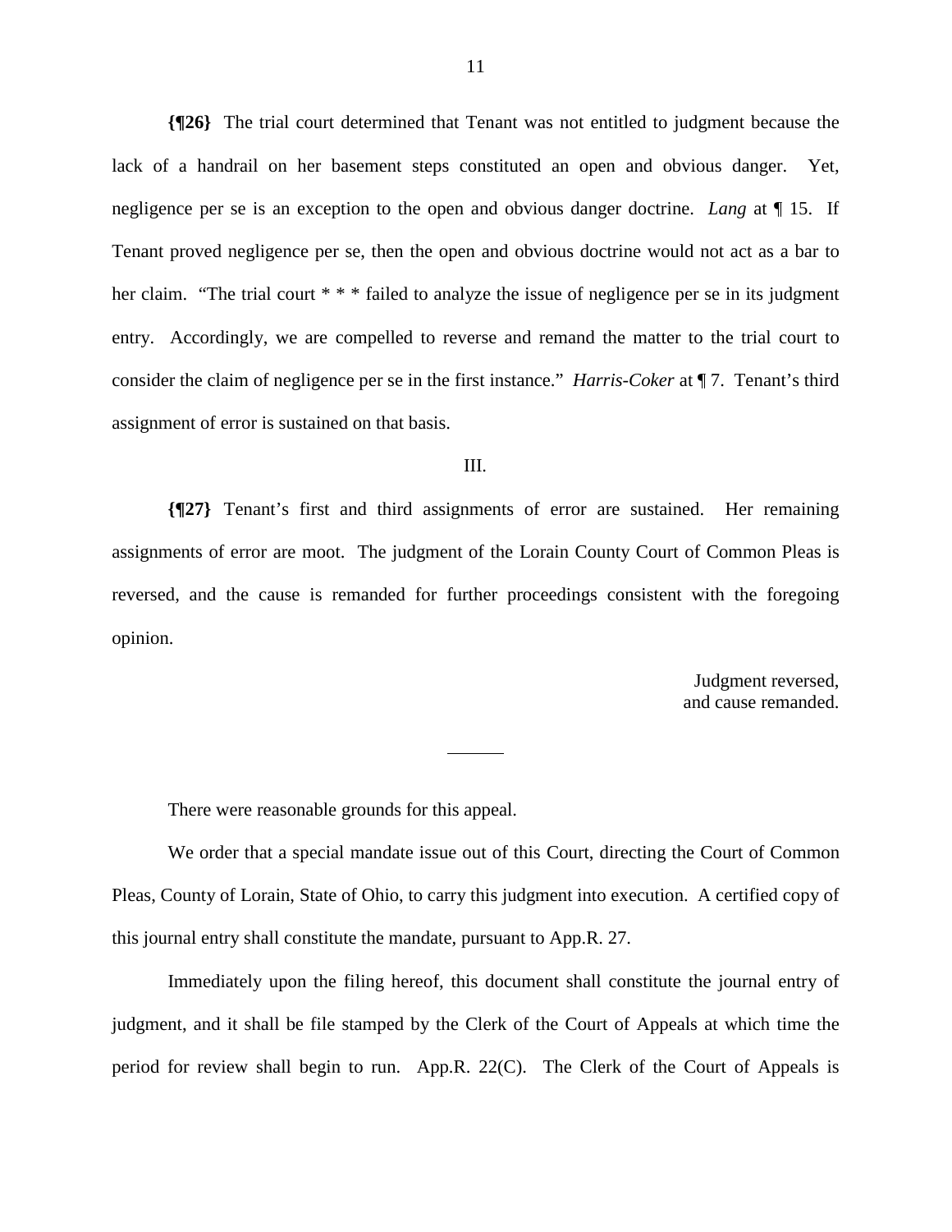**{¶26}** The trial court determined that Tenant was not entitled to judgment because the lack of a handrail on her basement steps constituted an open and obvious danger. Yet, negligence per se is an exception to the open and obvious danger doctrine. *Lang* at ¶ 15. If Tenant proved negligence per se, then the open and obvious doctrine would not act as a bar to her claim. "The trial court * * * failed to analyze the issue of negligence per se in its judgment entry. Accordingly, we are compelled to reverse and remand the matter to the trial court to consider the claim of negligence per se in the first instance." *Harris-Coker* at ¶ 7. Tenant's third assignment of error is sustained on that basis.

III.

**{¶27}** Tenant's first and third assignments of error are sustained. Her remaining assignments of error are moot. The judgment of the Lorain County Court of Common Pleas is reversed, and the cause is remanded for further proceedings consistent with the foregoing opinion.

Judgment reversed,
and cause remanded.

---

There were reasonable grounds for this appeal.

We order that a special mandate issue out of this Court, directing the Court of Common Pleas, County of Lorain, State of Ohio, to carry this judgment into execution. A certified copy of this journal entry shall constitute the mandate, pursuant to App.R. 27.

Immediately upon the filing hereof, this document shall constitute the journal entry of judgment, and it shall be file stamped by the Clerk of the Court of Appeals at which time the period for review shall begin to run. App.R. 22(C). The Clerk of the Court of Appeals is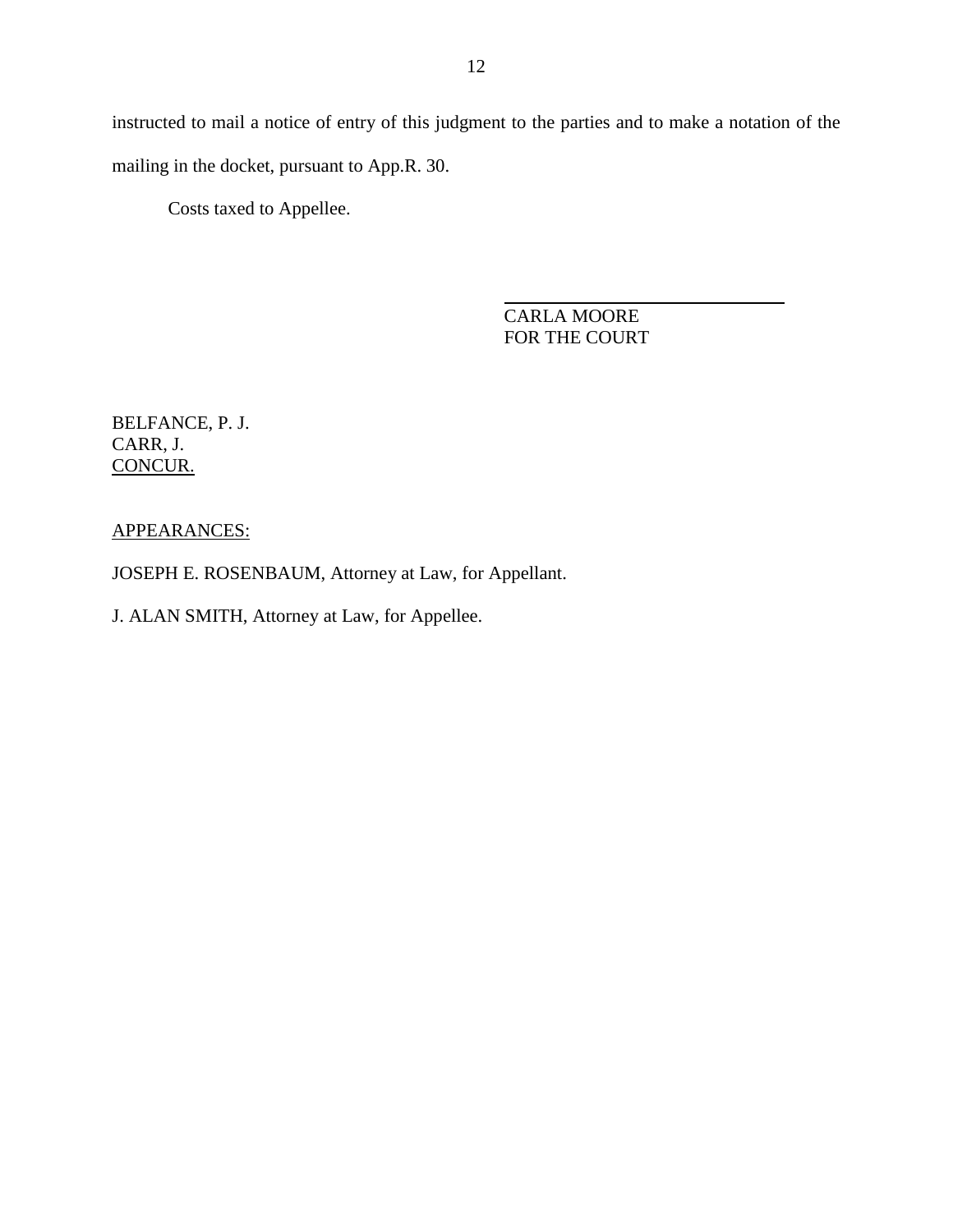instructed to mail a notice of entry of this judgment to the parties and to make a notation of the mailing in the docket, pursuant to App.R. 30.

Costs taxed to Appellee.

CARLA MOORE
FOR THE COURT

BELFANCE, P. J.
CARR, J.
CONCUR.

APPEARANCES:

JOSEPH E. ROSENBAUM, Attorney at Law, for Appellant.

J. ALAN SMITH, Attorney at Law, for Appellee.